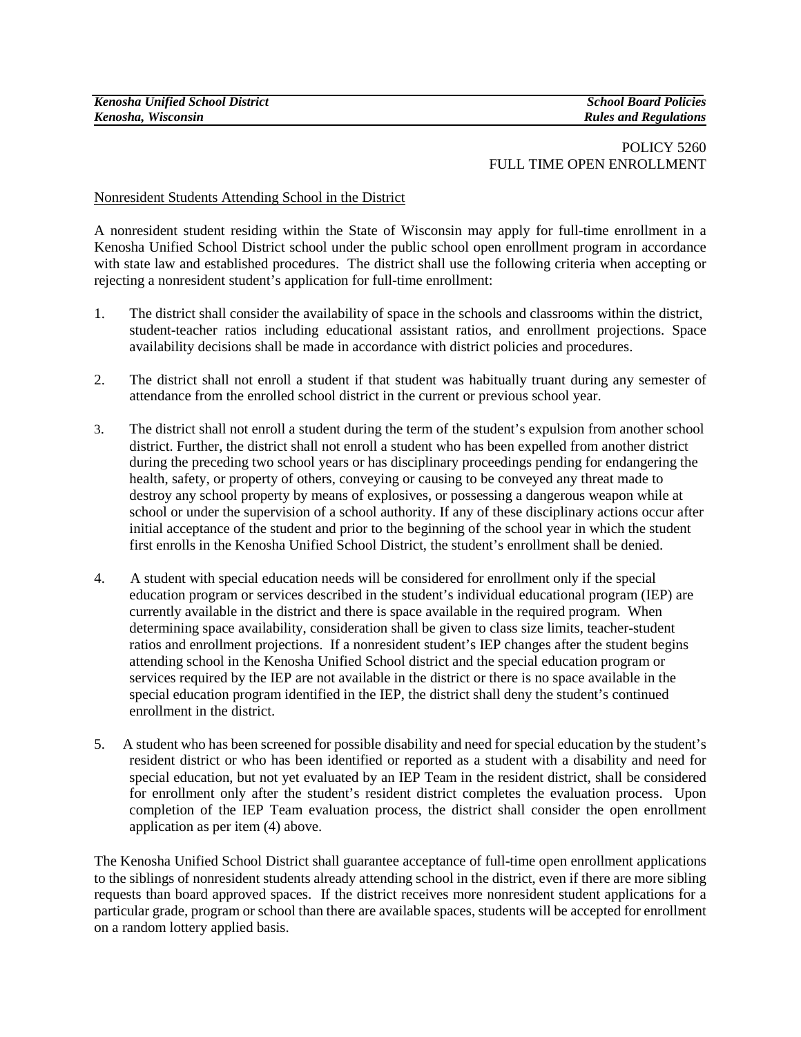POLICY 5260
FULL TIME OPEN ENROLLMENT

Nonresident Students Attending School in the District

A nonresident student residing within the State of Wisconsin may apply for full-time enrollment in a Kenosha Unified School District school under the public school open enrollment program in accordance with state law and established procedures. The district shall use the following criteria when accepting or rejecting a nonresident student's application for full-time enrollment:

1. The district shall consider the availability of space in the schools and classrooms within the district, student-teacher ratios including educational assistant ratios, and enrollment projections. Space availability decisions shall be made in accordance with district policies and procedures.

2. The district shall not enroll a student if that student was habitually truant during any semester of attendance from the enrolled school district in the current or previous school year.

3. The district shall not enroll a student during the term of the student's expulsion from another school district. Further, the district shall not enroll a student who has been expelled from another district during the preceding two school years or has disciplinary proceedings pending for endangering the health, safety, or property of others, conveying or causing to be conveyed any threat made to destroy any school property by means of explosives, or possessing a dangerous weapon while at school or under the supervision of a school authority. If any of these disciplinary actions occur after initial acceptance of the student and prior to the beginning of the school year in which the student first enrolls in the Kenosha Unified School District, the student's enrollment shall be denied.

4. A student with special education needs will be considered for enrollment only if the special education program or services described in the student's individual educational program (IEP) are currently available in the district and there is space available in the required program. When determining space availability, consideration shall be given to class size limits, teacher-student ratios and enrollment projections. If a nonresident student's IEP changes after the student begins attending school in the Kenosha Unified School district and the special education program or services required by the IEP are not available in the district or there is no space available in the special education program identified in the IEP, the district shall deny the student's continued enrollment in the district.

5. A student who has been screened for possible disability and need for special education by the student's resident district or who has been identified or reported as a student with a disability and need for special education, but not yet evaluated by an IEP Team in the resident district, shall be considered for enrollment only after the student's resident district completes the evaluation process. Upon completion of the IEP Team evaluation process, the district shall consider the open enrollment application as per item (4) above.

The Kenosha Unified School District shall guarantee acceptance of full-time open enrollment applications to the siblings of nonresident students already attending school in the district, even if there are more sibling requests than board approved spaces. If the district receives more nonresident student applications for a particular grade, program or school than there are available spaces, students will be accepted for enrollment on a random lottery applied basis.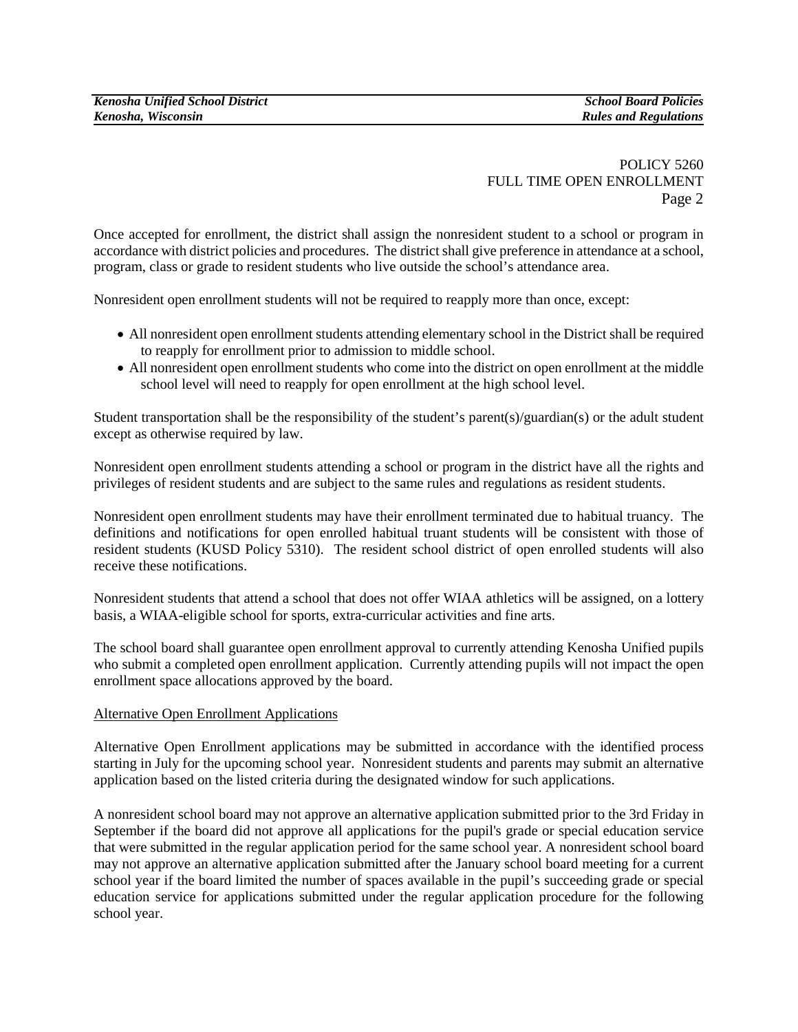POLICY 5260
FULL TIME OPEN ENROLLMENT

Once accepted for enrollment, the district shall assign the nonresident student to a school or program in accordance with district policies and procedures. The district shall give preference in attendance at a school, program, class or grade to resident students who live outside the school's attendance area.

Nonresident open enrollment students will not be required to reapply more than once, except:

- All nonresident open enrollment students attending elementary school in the District shall be required to reapply for enrollment prior to admission to middle school.
- All nonresident open enrollment students who come into the district on open enrollment at the middle school level will need to reapply for open enrollment at the high school level.

Student transportation shall be the responsibility of the student's parent(s)/guardian(s) or the adult student except as otherwise required by law.

Nonresident open enrollment students attending a school or program in the district have all the rights and privileges of resident students and are subject to the same rules and regulations as resident students.

Nonresident open enrollment students may have their enrollment terminated due to habitual truancy. The definitions and notifications for open enrolled habitual truant students will be consistent with those of resident students (KUSD Policy 5310). The resident school district of open enrolled students will also receive these notifications.

Nonresident students that attend a school that does not offer WIAA athletics will be assigned, on a lottery basis, a WIAA-eligible school for sports, extra-curricular activities and fine arts.

The school board shall guarantee open enrollment approval to currently attending Kenosha Unified pupils who submit a completed open enrollment application. Currently attending pupils will not impact the open enrollment space allocations approved by the board.

## Alternative Open Enrollment Applications

Alternative Open Enrollment applications may be submitted in accordance with the identified process starting in July for the upcoming school year. Nonresident students and parents may submit an alternative application based on the listed criteria during the designated window for such applications.

A nonresident school board may not approve an alternative application submitted prior to the 3rd Friday in September if the board did not approve all applications for the pupil's grade or special education service that were submitted in the regular application period for the same school year. A nonresident school board may not approve an alternative application submitted after the January school board meeting for a current school year if the board limited the number of spaces available in the pupil's succeeding grade or special education service for applications submitted under the regular application procedure for the following school year.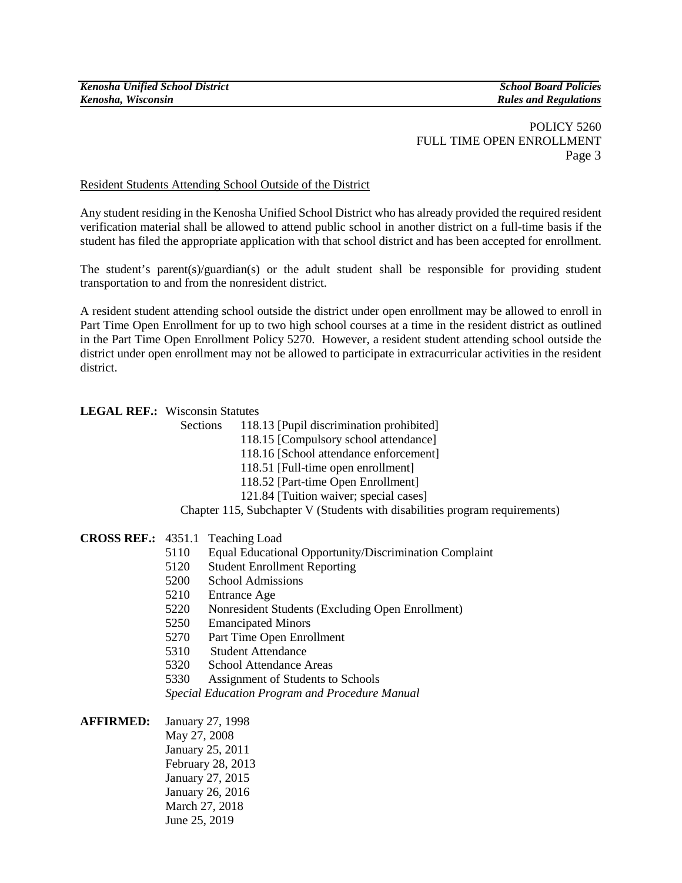Resident Students Attending School Outside of the District

Any student residing in the Kenosha Unified School District who has already provided the required resident verification material shall be allowed to attend public school in another district on a full-time basis if the student has filed the appropriate application with that school district and has been accepted for enrollment.

The student's parent(s)/guardian(s) or the adult student shall be responsible for providing student transportation to and from the nonresident district.

A resident student attending school outside the district under open enrollment may be allowed to enroll in Part Time Open Enrollment for up to two high school courses at a time in the resident district as outlined in the Part Time Open Enrollment Policy 5270. However, a resident student attending school outside the district under open enrollment may not be allowed to participate in extracurricular activities in the resident district.

**LEGAL REF.:** Wisconsin Statutes
Sections 118.13 [Pupil discrimination prohibited]
118.15 [Compulsory school attendance]
118.16 [School attendance enforcement]
118.51 [Full-time open enrollment]
118.52 [Part-time Open Enrollment]
121.84 [Tuition waiver; special cases]
Chapter 115, Subchapter V (Students with disabilities program requirements)

**CROSS REF.:**
4351.1 Teaching Load
5110 Equal Educational Opportunity/Discrimination Complaint
5120 Student Enrollment Reporting
5200 School Admissions
5210 Entrance Age
5220 Nonresident Students (Excluding Open Enrollment)
5250 Emancipated Minors
5270 Part Time Open Enrollment
5310 Student Attendance
5320 School Attendance Areas
5330 Assignment of Students to Schools
*Special Education Program and Procedure Manual*

**AFFIRMED:**
January 27, 1998
May 27, 2008
January 25, 2011
February 28, 2013
January 27, 2015
January 26, 2016
March 27, 2018
June 25, 2019